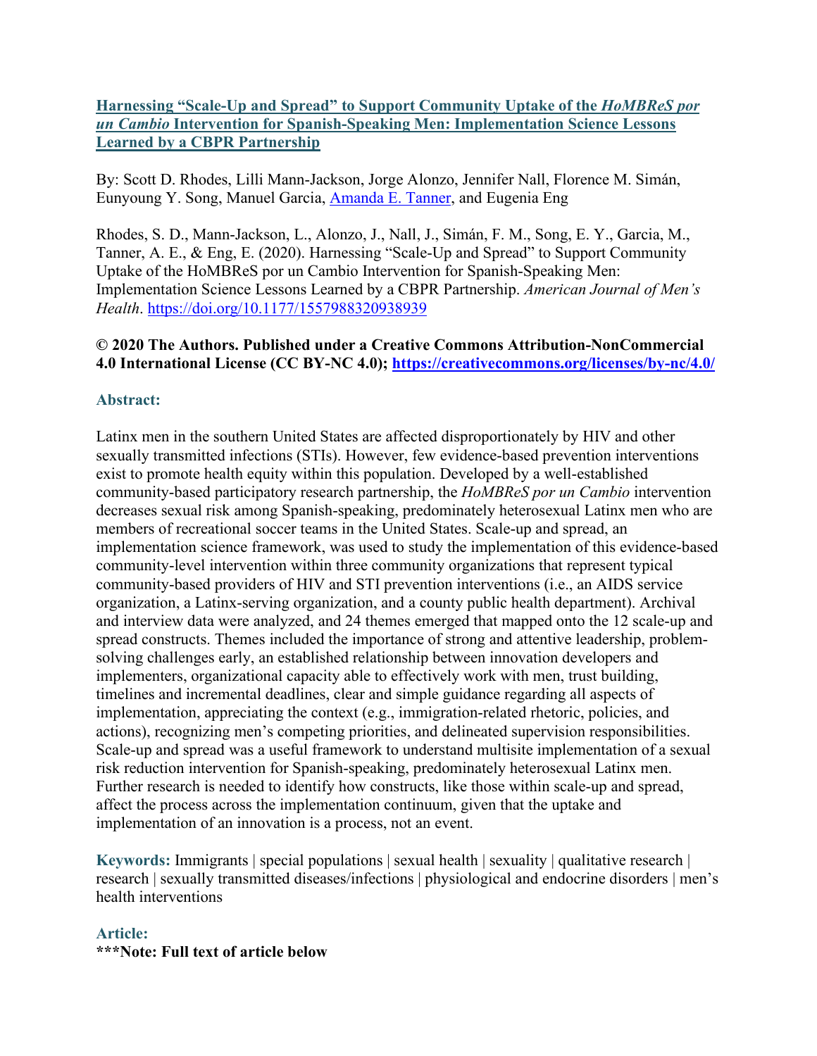# [Harnessing "Scale-Up and Spread" to Support Community Uptake of the *HoMBReS por un Cambio* Intervention for Spanish-Speaking Men: Implementation Science Lessons Learned by a CBPR Partnership]

By: Scott D. Rhodes, Lilli Mann-Jackson, Jorge Alonzo, Jennifer Nall, Florence M. Simán, Eunyoung Y. Song, Manuel Garcia, [Amanda E. Tanner], and Eugenia Eng

Rhodes, S. D., Mann-Jackson, L., Alonzo, J., Nall, J., Simán, F. M., Song, E. Y., Garcia, M., Tanner, A. E., & Eng, E. (2020). Harnessing "Scale-Up and Spread" to Support Community Uptake of the HoMBReS por un Cambio Intervention for Spanish-Speaking Men: Implementation Science Lessons Learned by a CBPR Partnership. *American Journal of Men's Health*. https://doi.org/10.1177/1557988320938939

**© 2020 The Authors. Published under a Creative Commons Attribution-NonCommercial 4.0 International License (CC BY-NC 4.0); https://creativecommons.org/licenses/by-nc/4.0/**

### Abstract:

Latinx men in the southern United States are affected disproportionately by HIV and other sexually transmitted infections (STIs). However, few evidence-based prevention interventions exist to promote health equity within this population. Developed by a well-established community-based participatory research partnership, the *HoMBReS por un Cambio* intervention decreases sexual risk among Spanish-speaking, predominately heterosexual Latinx men who are members of recreational soccer teams in the United States. Scale-up and spread, an implementation science framework, was used to study the implementation of this evidence-based community-level intervention within three community organizations that represent typical community-based providers of HIV and STI prevention interventions (i.e., an AIDS service organization, a Latinx-serving organization, and a county public health department). Archival and interview data were analyzed, and 24 themes emerged that mapped onto the 12 scale-up and spread constructs. Themes included the importance of strong and attentive leadership, problem-solving challenges early, an established relationship between innovation developers and implementers, organizational capacity able to effectively work with men, trust building, timelines and incremental deadlines, clear and simple guidance regarding all aspects of implementation, appreciating the context (e.g., immigration-related rhetoric, policies, and actions), recognizing men's competing priorities, and delineated supervision responsibilities. Scale-up and spread was a useful framework to understand multisite implementation of a sexual risk reduction intervention for Spanish-speaking, predominately heterosexual Latinx men. Further research is needed to identify how constructs, like those within scale-up and spread, affect the process across the implementation continuum, given that the uptake and implementation of an innovation is a process, not an event.

**Keywords:** Immigrants | special populations | sexual health | sexuality | qualitative research | research | sexually transmitted diseases/infections | physiological and endocrine disorders | men's health interventions

### Article:

**\*\*\*Note: Full text of article below**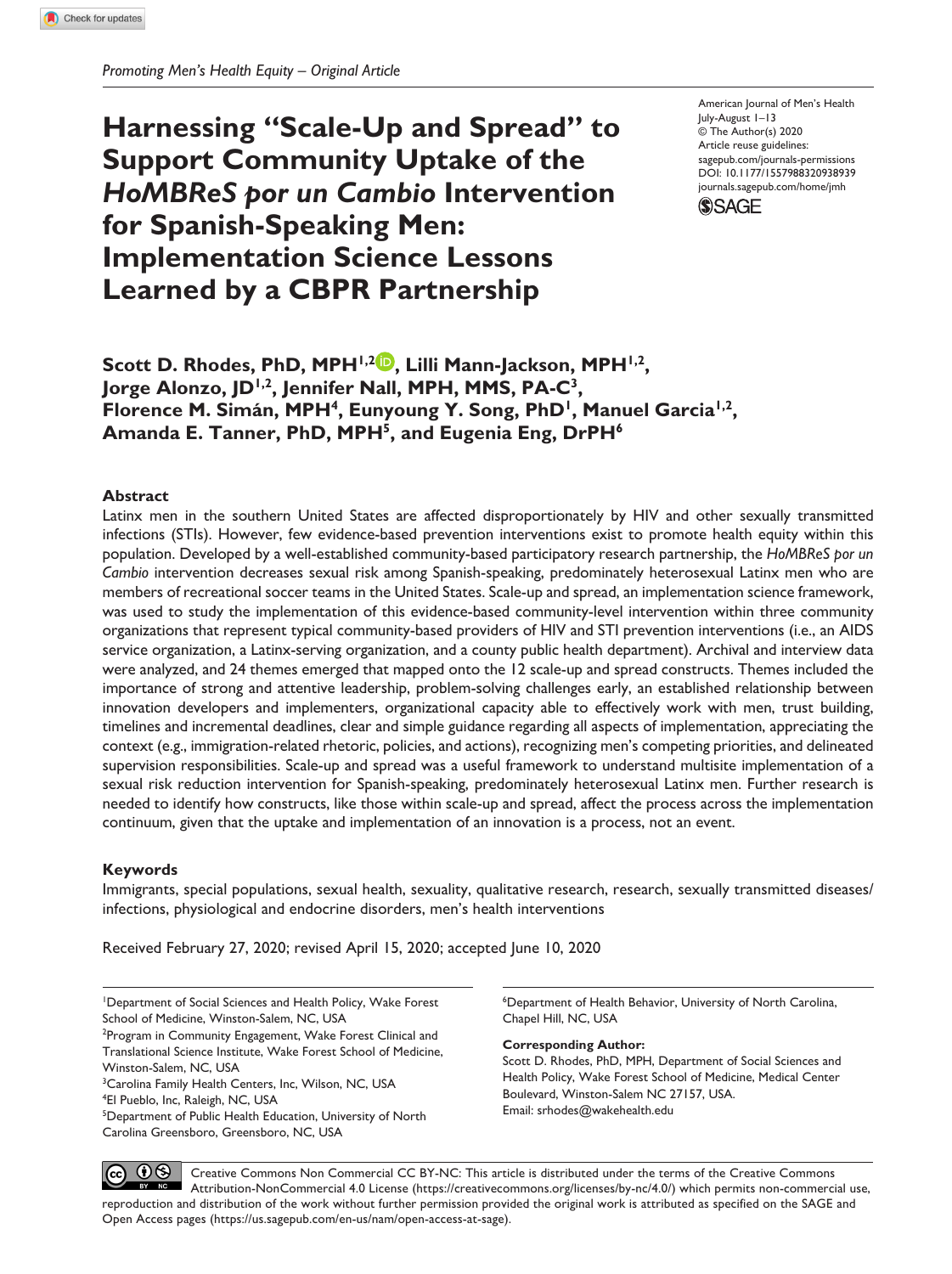*Promoting Men's Health Equity – Original Article*

# Harnessing "Scale-Up and Spread" to Support Community Uptake of the *HoMBReS por un Cambio* Intervention for Spanish-Speaking Men: Implementation Science Lessons Learned by a CBPR Partnership

American Journal of Men's Health
July-August 1–13
© The Author(s) 2020
Article reuse guidelines:
sagepub.com/journals-permissions
DOI: 10.1177/1557988320938939
journals.sagepub.com/home/jmh

**Scott D. Rhodes, PhD, MPH[1,2], Lilli Mann-Jackson, MPH[1,2], Jorge Alonzo, JD[1,2], Jennifer Nall, MPH, MMS, PA-C[3], Florence M. Simán, MPH[4], Eunyoung Y. Song, PhD[1], Manuel Garcia[1,2], Amanda E. Tanner, PhD, MPH[5], and Eugenia Eng, DrPH[6]**

## Abstract

Latinx men in the southern United States are affected disproportionately by HIV and other sexually transmitted infections (STIs). However, few evidence-based prevention interventions exist to promote health equity within this population. Developed by a well-established community-based participatory research partnership, the *HoMBReS por un Cambio* intervention decreases sexual risk among Spanish-speaking, predominately heterosexual Latinx men who are members of recreational soccer teams in the United States. Scale-up and spread, an implementation science framework, was used to study the implementation of this evidence-based community-level intervention within three community organizations that represent typical community-based providers of HIV and STI prevention interventions (i.e., an AIDS service organization, a Latinx-serving organization, and a county public health department). Archival and interview data were analyzed, and 24 themes emerged that mapped onto the 12 scale-up and spread constructs. Themes included the importance of strong and attentive leadership, problem-solving challenges early, an established relationship between innovation developers and implementers, organizational capacity able to effectively work with men, trust building, timelines and incremental deadlines, clear and simple guidance regarding all aspects of implementation, appreciating the context (e.g., immigration-related rhetoric, policies, and actions), recognizing men's competing priorities, and delineated supervision responsibilities. Scale-up and spread was a useful framework to understand multisite implementation of a sexual risk reduction intervention for Spanish-speaking, predominately heterosexual Latinx men. Further research is needed to identify how constructs, like those within scale-up and spread, affect the process across the implementation continuum, given that the uptake and implementation of an innovation is a process, not an event.

## Keywords

Immigrants, special populations, sexual health, sexuality, qualitative research, research, sexually transmitted diseases/infections, physiological and endocrine disorders, men's health interventions

Received February 27, 2020; revised April 15, 2020; accepted June 10, 2020

[1]Department of Social Sciences and Health Policy, Wake Forest School of Medicine, Winston-Salem, NC, USA
[2]Program in Community Engagement, Wake Forest Clinical and Translational Science Institute, Wake Forest School of Medicine, Winston-Salem, NC, USA
[3]Carolina Family Health Centers, Inc, Wilson, NC, USA
[4]El Pueblo, Inc, Raleigh, NC, USA
[5]Department of Public Health Education, University of North Carolina Greensboro, Greensboro, NC, USA
[6]Department of Health Behavior, University of North Carolina, Chapel Hill, NC, USA

**Corresponding Author:**
Scott D. Rhodes, PhD, MPH, Department of Social Sciences and Health Policy, Wake Forest School of Medicine, Medical Center Boulevard, Winston-Salem NC 27157, USA.
Email: srhodes@wakehealth.edu

Creative Commons Non Commercial CC BY-NC: This article is distributed under the terms of the Creative Commons Attribution-NonCommercial 4.0 License (https://creativecommons.org/licenses/by-nc/4.0/) which permits non-commercial use, reproduction and distribution of the work without further permission provided the original work is attributed as specified on the SAGE and Open Access pages (https://us.sagepub.com/en-us/nam/open-access-at-sage).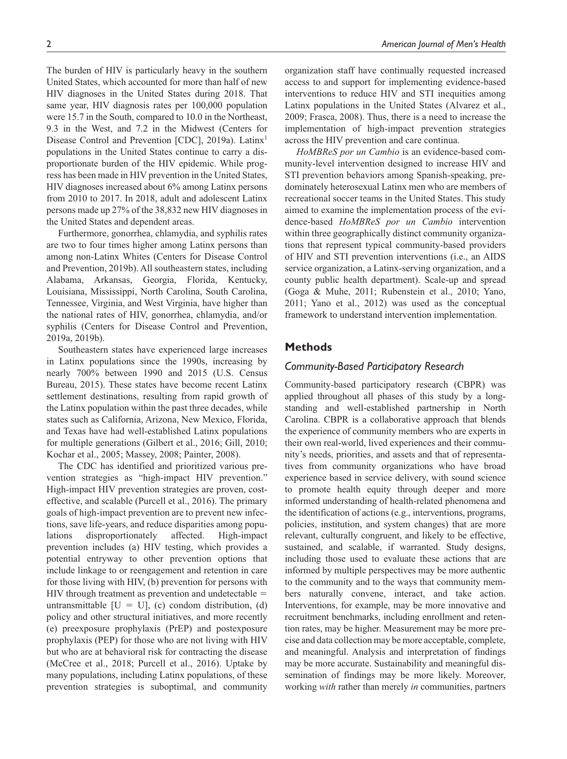The burden of HIV is particularly heavy in the southern United States, which accounted for more than half of new HIV diagnoses in the United States during 2018. That same year, HIV diagnosis rates per 100,000 population were 15.7 in the South, compared to 10.0 in the Northeast, 9.3 in the West, and 7.2 in the Midwest (Centers for Disease Control and Prevention [CDC], 2019a). Latinx[1] populations in the United States continue to carry a disproportionate burden of the HIV epidemic. While progress has been made in HIV prevention in the United States, HIV diagnoses increased about 6% among Latinx persons from 2010 to 2017. In 2018, adult and adolescent Latinx persons made up 27% of the 38,832 new HIV diagnoses in the United States and dependent areas.

Furthermore, gonorrhea, chlamydia, and syphilis rates are two to four times higher among Latinx persons than among non-Latinx Whites (Centers for Disease Control and Prevention, 2019b). All southeastern states, including Alabama, Arkansas, Georgia, Florida, Kentucky, Louisiana, Mississippi, North Carolina, South Carolina, Tennessee, Virginia, and West Virginia, have higher than the national rates of HIV, gonorrhea, chlamydia, and/or syphilis (Centers for Disease Control and Prevention, 2019a, 2019b).

Southeastern states have experienced large increases in Latinx populations since the 1990s, increasing by nearly 700% between 1990 and 2015 (U.S. Census Bureau, 2015). These states have become recent Latinx settlement destinations, resulting from rapid growth of the Latinx population within the past three decades, while states such as California, Arizona, New Mexico, Florida, and Texas have had well-established Latinx populations for multiple generations (Gilbert et al., 2016; Gill, 2010; Kochar et al., 2005; Massey, 2008; Painter, 2008).

The CDC has identified and prioritized various prevention strategies as "high-impact HIV prevention." High-impact HIV prevention strategies are proven, cost-effective, and scalable (Purcell et al., 2016). The primary goals of high-impact prevention are to prevent new infections, save life-years, and reduce disparities among populations disproportionately affected. High-impact prevention includes (a) HIV testing, which provides a potential entryway to other prevention options that include linkage to or reengagement and retention in care for those living with HIV, (b) prevention for persons with HIV through treatment as prevention and undetectable = untransmittable [U = U], (c) condom distribution, (d) policy and other structural initiatives, and more recently (e) preexposure prophylaxis (PrEP) and postexposure prophylaxis (PEP) for those who are not living with HIV but who are at behavioral risk for contracting the disease (McCree et al., 2018; Purcell et al., 2016). Uptake by many populations, including Latinx populations, of these prevention strategies is suboptimal, and community organization staff have continually requested increased access to and support for implementing evidence-based interventions to reduce HIV and STI inequities among Latinx populations in the United States (Alvarez et al., 2009; Frasca, 2008). Thus, there is a need to increase the implementation of high-impact prevention strategies across the HIV prevention and care continua.

*HoMBReS por un Cambio* is an evidence-based community-level intervention designed to increase HIV and STI prevention behaviors among Spanish-speaking, predominately heterosexual Latinx men who are members of recreational soccer teams in the United States. This study aimed to examine the implementation process of the evidence-based *HoMBReS por un Cambio* intervention within three geographically distinct community organizations that represent typical community-based providers of HIV and STI prevention interventions (i.e., an AIDS service organization, a Latinx-serving organization, and a county public health department). Scale-up and spread (Goga & Muhe, 2011; Rubenstein et al., 2010; Yano, 2011; Yano et al., 2012) was used as the conceptual framework to understand intervention implementation.

## Methods

### Community-Based Participatory Research

Community-based participatory research (CBPR) was applied throughout all phases of this study by a long-standing and well-established partnership in North Carolina. CBPR is a collaborative approach that blends the experience of community members who are experts in their own real-world, lived experiences and their community's needs, priorities, and assets and that of representatives from community organizations who have broad experience based in service delivery, with sound science to promote health equity through deeper and more informed understanding of health-related phenomena and the identification of actions (e.g., interventions, programs, policies, institution, and system changes) that are more relevant, culturally congruent, and likely to be effective, sustained, and scalable, if warranted. Study designs, including those used to evaluate these actions that are informed by multiple perspectives may be more authentic to the community and to the ways that community members naturally convene, interact, and take action. Interventions, for example, may be more innovative and recruitment benchmarks, including enrollment and retention rates, may be higher. Measurement may be more precise and data collection may be more acceptable, complete, and meaningful. Analysis and interpretation of findings may be more accurate. Sustainability and meaningful dissemination of findings may be more likely. Moreover, working *with* rather than merely *in* communities, partners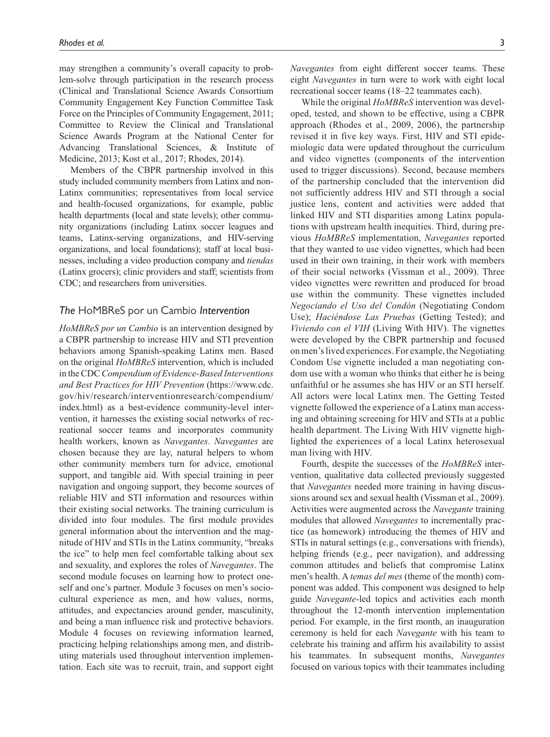may strengthen a community's overall capacity to problem-solve through participation in the research process (Clinical and Translational Science Awards Consortium Community Engagement Key Function Committee Task Force on the Principles of Community Engagement, 2011; Committee to Review the Clinical and Translational Science Awards Program at the National Center for Advancing Translational Sciences, & Institute of Medicine, 2013; Kost et al., 2017; Rhodes, 2014).

Members of the CBPR partnership involved in this study included community members from Latinx and non-Latinx communities; representatives from local service and health-focused organizations, for example, public health departments (local and state levels); other community organizations (including Latinx soccer leagues and teams, Latinx-serving organizations, and HIV-serving organizations, and local foundations); staff at local businesses, including a video production company and *tiendas* (Latinx grocers); clinic providers and staff; scientists from CDC; and researchers from universities.

## *The* HoMBReS por un Cambio *Intervention*

*HoMBReS por un Cambio* is an intervention designed by a CBPR partnership to increase HIV and STI prevention behaviors among Spanish-speaking Latinx men. Based on the original *HoMBReS* intervention, which is included in the CDC *Compendium of Evidence-Based Interventions and Best Practices for HIV Prevention* (https://www.cdc.gov/hiv/research/interventionresearch/compendium/index.html) as a best-evidence community-level intervention, it harnesses the existing social networks of recreational soccer teams and incorporates community health workers, known as *Navegantes*. *Navegantes* are chosen because they are lay, natural helpers to whom other community members turn for advice, emotional support, and tangible aid. With special training in peer navigation and ongoing support, they become sources of reliable HIV and STI information and resources within their existing social networks. The training curriculum is divided into four modules. The first module provides general information about the intervention and the magnitude of HIV and STIs in the Latinx community, "breaks the ice" to help men feel comfortable talking about sex and sexuality, and explores the roles of *Navegantes*. The second module focuses on learning how to protect oneself and one's partner. Module 3 focuses on men's sociocultural experience as men, and how values, norms, attitudes, and expectancies around gender, masculinity, and being a man influence risk and protective behaviors. Module 4 focuses on reviewing information learned, practicing helping relationships among men, and distributing materials used throughout intervention implementation. Each site was to recruit, train, and support eight *Navegantes* from eight different soccer teams. These eight *Navegantes* in turn were to work with eight local recreational soccer teams (18–22 teammates each).

While the original *HoMBReS* intervention was developed, tested, and shown to be effective, using a CBPR approach (Rhodes et al., 2009, 2006), the partnership revised it in five key ways. First, HIV and STI epidemiologic data were updated throughout the curriculum and video vignettes (components of the intervention used to trigger discussions). Second, because members of the partnership concluded that the intervention did not sufficiently address HIV and STI through a social justice lens, content and activities were added that linked HIV and STI disparities among Latinx populations with upstream health inequities. Third, during previous *HoMBReS* implementation, *Navegantes* reported that they wanted to use video vignettes, which had been used in their own training, in their work with members of their social networks (Vissman et al., 2009). Three video vignettes were rewritten and produced for broad use within the community. These vignettes included *Negociando el Uso del Condón* (Negotiating Condom Use); *Haciéndose Las Pruebas* (Getting Tested); and *Viviendo con el VIH* (Living With HIV). The vignettes were developed by the CBPR partnership and focused on men's lived experiences. For example, the Negotiating Condom Use vignette included a man negotiating condom use with a woman who thinks that either he is being unfaithful or he assumes she has HIV or an STI herself. All actors were local Latinx men. The Getting Tested vignette followed the experience of a Latinx man accessing and obtaining screening for HIV and STIs at a public health department. The Living With HIV vignette highlighted the experiences of a local Latinx heterosexual man living with HIV.

Fourth, despite the successes of the *HoMBReS* intervention, qualitative data collected previously suggested that *Navegantes* needed more training in having discussions around sex and sexual health (Vissman et al., 2009). Activities were augmented across the *Navegante* training modules that allowed *Navegantes* to incrementally practice (as homework) introducing the themes of HIV and STIs in natural settings (e.g., conversations with friends), helping friends (e.g., peer navigation), and addressing common attitudes and beliefs that compromise Latinx men's health. A *temas del mes* (theme of the month) component was added. This component was designed to help guide *Navegante*-led topics and activities each month throughout the 12-month intervention implementation period. For example, in the first month, an inauguration ceremony is held for each *Navegante* with his team to celebrate his training and affirm his availability to assist his teammates. In subsequent months, *Navegantes* focused on various topics with their teammates including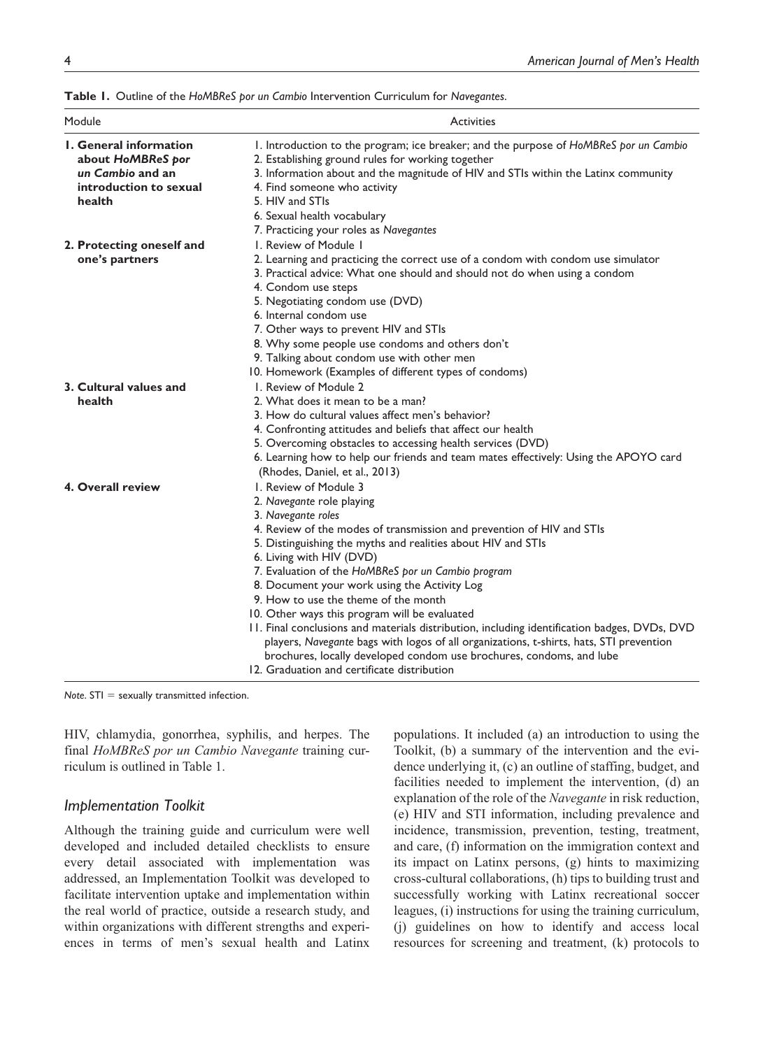**Table 1.** Outline of the *HoMBReS por un Cambio* Intervention Curriculum for *Navegantes*.

| Module | Activities |
|---|---|
| **1. General information about *HoMBReS por un Cambio* and an introduction to sexual health** | 1. Introduction to the program; ice breaker; and the purpose of *HoMBReS por un Cambio*<br>2. Establishing ground rules for working together<br>3. Information about and the magnitude of HIV and STIs within the Latinx community<br>4. Find someone who activity<br>5. HIV and STIs<br>6. Sexual health vocabulary<br>7. Practicing your roles as *Navegantes* |
| **2. Protecting oneself and one's partners** | 1. Review of Module 1<br>2. Learning and practicing the correct use of a condom with condom use simulator<br>3. Practical advice: What one should and should not do when using a condom<br>4. Condom use steps<br>5. Negotiating condom use (DVD)<br>6. Internal condom use<br>7. Other ways to prevent HIV and STIs<br>8. Why some people use condoms and others don't<br>9. Talking about condom use with other men<br>10. Homework (Examples of different types of condoms) |
| **3. Cultural values and health** | 1. Review of Module 2<br>2. What does it mean to be a man?<br>3. How do cultural values affect men's behavior?<br>4. Confronting attitudes and beliefs that affect our health<br>5. Overcoming obstacles to accessing health services (DVD)<br>6. Learning how to help our friends and team mates effectively: Using the APOYO card (Rhodes, Daniel, et al., 2013) |
| **4. Overall review** | 1. Review of Module 3<br>2. *Navegante* role playing<br>3. *Navegante roles*<br>4. Review of the modes of transmission and prevention of HIV and STIs<br>5. Distinguishing the myths and realities about HIV and STIs<br>6. Living with HIV (DVD)<br>7. Evaluation of the *HoMBReS por un Cambio program*<br>8. Document your work using the Activity Log<br>9. How to use the theme of the month<br>10. Other ways this program will be evaluated<br>11. Final conclusions and materials distribution, including identification badges, DVDs, DVD players, *Navegante* bags with logos of all organizations, t-shirts, hats, STI prevention brochures, locally developed condom use brochures, condoms, and lube<br>12. Graduation and certificate distribution |

*Note.* STI = sexually transmitted infection.

HIV, chlamydia, gonorrhea, syphilis, and herpes. The final *HoMBReS por un Cambio Navegante* training curriculum is outlined in Table 1.

### Implementation Toolkit

Although the training guide and curriculum were well developed and included detailed checklists to ensure every detail associated with implementation was addressed, an Implementation Toolkit was developed to facilitate intervention uptake and implementation within the real world of practice, outside a research study, and within organizations with different strengths and experiences in terms of men's sexual health and Latinx populations. It included (a) an introduction to using the Toolkit, (b) a summary of the intervention and the evidence underlying it, (c) an outline of staffing, budget, and facilities needed to implement the intervention, (d) an explanation of the role of the *Navegante* in risk reduction, (e) HIV and STI information, including prevalence and incidence, transmission, prevention, testing, treatment, and care, (f) information on the immigration context and its impact on Latinx persons, (g) hints to maximizing cross-cultural collaborations, (h) tips to building trust and successfully working with Latinx recreational soccer leagues, (i) instructions for using the training curriculum, (j) guidelines on how to identify and access local resources for screening and treatment, (k) protocols to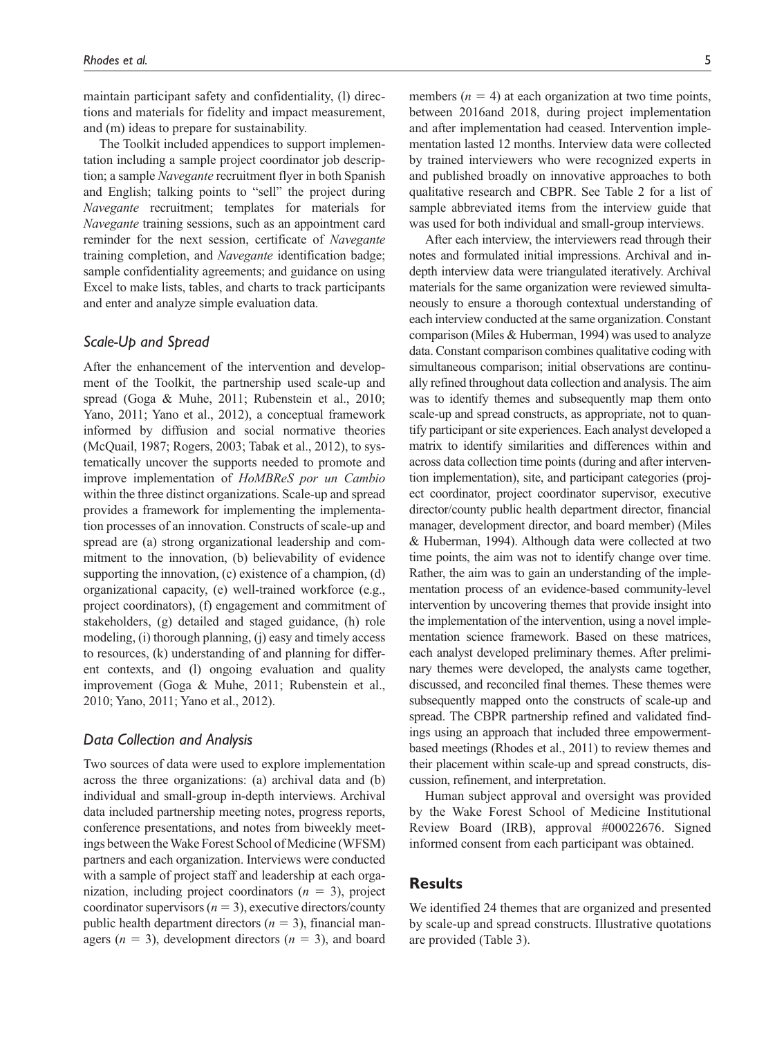maintain participant safety and confidentiality, (l) directions and materials for fidelity and impact measurement, and (m) ideas to prepare for sustainability.

The Toolkit included appendices to support implementation including a sample project coordinator job description; a sample *Navegante* recruitment flyer in both Spanish and English; talking points to "sell" the project during *Navegante* recruitment; templates for materials for *Navegante* training sessions, such as an appointment card reminder for the next session, certificate of *Navegante* training completion, and *Navegante* identification badge; sample confidentiality agreements; and guidance on using Excel to make lists, tables, and charts to track participants and enter and analyze simple evaluation data.

### *Scale-Up and Spread*

After the enhancement of the intervention and development of the Toolkit, the partnership used scale-up and spread (Goga & Muhe, 2011; Rubenstein et al., 2010; Yano, 2011; Yano et al., 2012), a conceptual framework informed by diffusion and social normative theories (McQuail, 1987; Rogers, 2003; Tabak et al., 2012), to systematically uncover the supports needed to promote and improve implementation of *HoMBReS por un Cambio* within the three distinct organizations. Scale-up and spread provides a framework for implementing the implementation processes of an innovation. Constructs of scale-up and spread are (a) strong organizational leadership and commitment to the innovation, (b) believability of evidence supporting the innovation, (c) existence of a champion, (d) organizational capacity, (e) well-trained workforce (e.g., project coordinators), (f) engagement and commitment of stakeholders, (g) detailed and staged guidance, (h) role modeling, (i) thorough planning, (j) easy and timely access to resources, (k) understanding of and planning for different contexts, and (l) ongoing evaluation and quality improvement (Goga & Muhe, 2011; Rubenstein et al., 2010; Yano, 2011; Yano et al., 2012).

### *Data Collection and Analysis*

Two sources of data were used to explore implementation across the three organizations: (a) archival data and (b) individual and small-group in-depth interviews. Archival data included partnership meeting notes, progress reports, conference presentations, and notes from biweekly meetings between the Wake Forest School of Medicine (WFSM) partners and each organization. Interviews were conducted with a sample of project staff and leadership at each organization, including project coordinators ($n$ = 3), project coordinator supervisors ($n$ = 3), executive directors/county public health department directors ($n$ = 3), financial managers ($n$ = 3), development directors ($n$ = 3), and board members ($n$ = 4) at each organization at two time points, between 2016and 2018, during project implementation and after implementation had ceased. Intervention implementation lasted 12 months. Interview data were collected by trained interviewers who were recognized experts in and published broadly on innovative approaches to both qualitative research and CBPR. See Table 2 for a list of sample abbreviated items from the interview guide that was used for both individual and small-group interviews.

After each interview, the interviewers read through their notes and formulated initial impressions. Archival and in-depth interview data were triangulated iteratively. Archival materials for the same organization were reviewed simultaneously to ensure a thorough contextual understanding of each interview conducted at the same organization. Constant comparison (Miles & Huberman, 1994) was used to analyze data. Constant comparison combines qualitative coding with simultaneous comparison; initial observations are continually refined throughout data collection and analysis. The aim was to identify themes and subsequently map them onto scale-up and spread constructs, as appropriate, not to quantify participant or site experiences. Each analyst developed a matrix to identify similarities and differences within and across data collection time points (during and after intervention implementation), site, and participant categories (project coordinator, project coordinator supervisor, executive director/county public health department director, financial manager, development director, and board member) (Miles & Huberman, 1994). Although data were collected at two time points, the aim was not to identify change over time. Rather, the aim was to gain an understanding of the implementation process of an evidence-based community-level intervention by uncovering themes that provide insight into the implementation of the intervention, using a novel implementation science framework. Based on these matrices, each analyst developed preliminary themes. After preliminary themes were developed, the analysts came together, discussed, and reconciled final themes. These themes were subsequently mapped onto the constructs of scale-up and spread. The CBPR partnership refined and validated findings using an approach that included three empowerment-based meetings (Rhodes et al., 2011) to review themes and their placement within scale-up and spread constructs, discussion, refinement, and interpretation.

Human subject approval and oversight was provided by the Wake Forest School of Medicine Institutional Review Board (IRB), approval #00022676. Signed informed consent from each participant was obtained.

## Results

We identified 24 themes that are organized and presented by scale-up and spread constructs. Illustrative quotations are provided (Table 3).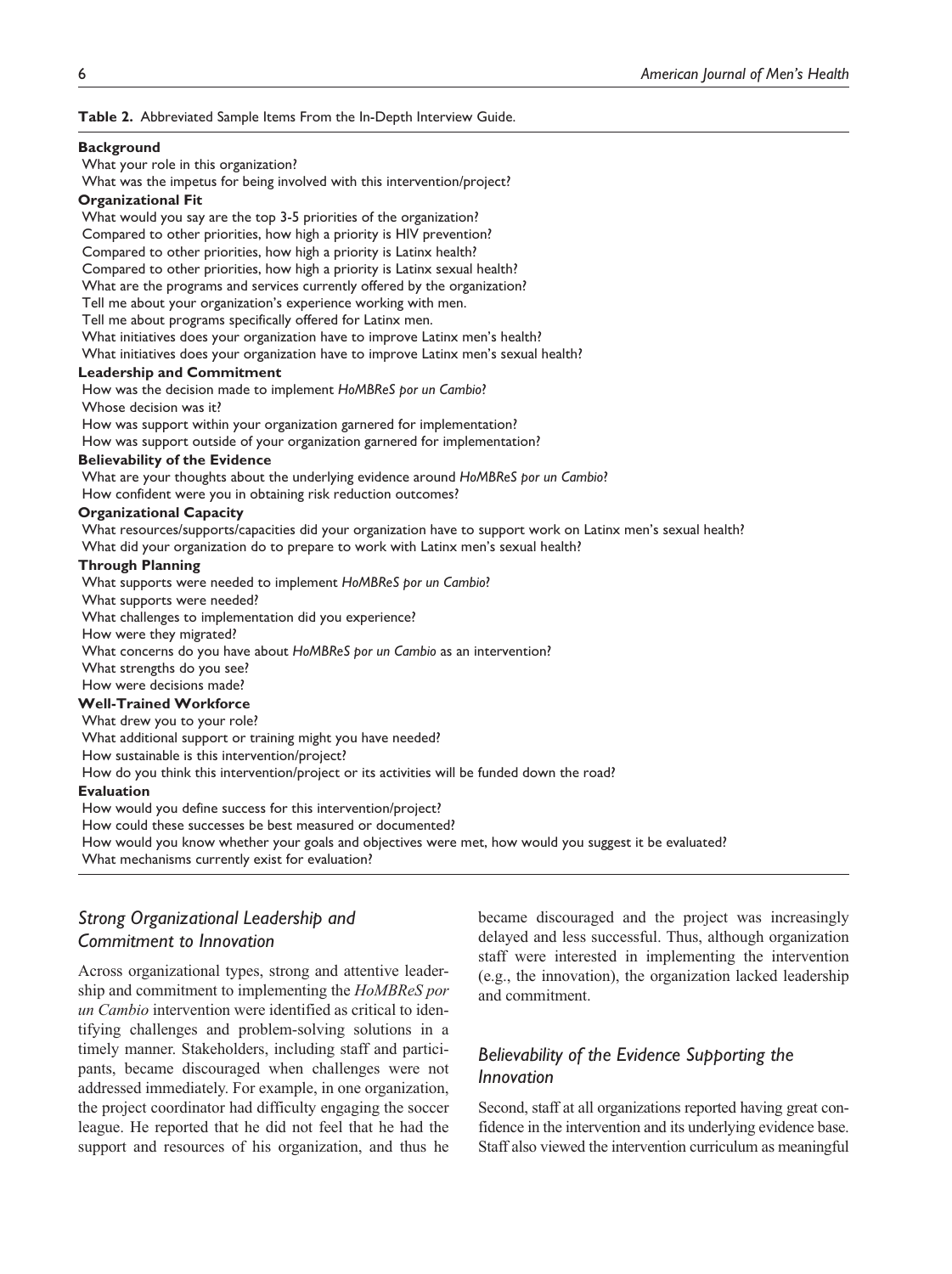**Table 2.** Abbreviated Sample Items From the In-Depth Interview Guide.

| |
|---|
| **Background** |
| What your role in this organization? |
| What was the impetus for being involved with this intervention/project? |
| **Organizational Fit** |
| What would you say are the top 3-5 priorities of the organization? |
| Compared to other priorities, how high a priority is HIV prevention? |
| Compared to other priorities, how high a priority is Latinx health? |
| Compared to other priorities, how high a priority is Latinx sexual health? |
| What are the programs and services currently offered by the organization? |
| Tell me about your organization's experience working with men. |
| Tell me about programs specifically offered for Latinx men. |
| What initiatives does your organization have to improve Latinx men's health? |
| What initiatives does your organization have to improve Latinx men's sexual health? |
| **Leadership and Commitment** |
| How was the decision made to implement *HoMBReS por un Cambio*? |
| Whose decision was it? |
| How was support within your organization garnered for implementation? |
| How was support outside of your organization garnered for implementation? |
| **Believability of the Evidence** |
| What are your thoughts about the underlying evidence around *HoMBReS por un Cambio*? |
| How confident were you in obtaining risk reduction outcomes? |
| **Organizational Capacity** |
| What resources/supports/capacities did your organization have to support work on Latinx men's sexual health? |
| What did your organization do to prepare to work with Latinx men's sexual health? |
| **Through Planning** |
| What supports were needed to implement *HoMBReS por un Cambio*? |
| What supports were needed? |
| What challenges to implementation did you experience? |
| How were they migrated? |
| What concerns do you have about *HoMBReS por un Cambio* as an intervention? |
| What strengths do you see? |
| How were decisions made? |
| **Well-Trained Workforce** |
| What drew you to your role? |
| What additional support or training might you have needed? |
| How sustainable is this intervention/project? |
| How do you think this intervention/project or its activities will be funded down the road? |
| **Evaluation** |
| How would you define success for this intervention/project? |
| How could these successes be best measured or documented? |
| How would you know whether your goals and objectives were met, how would you suggest it be evaluated? |
| What mechanisms currently exist for evaluation? |

## *Strong Organizational Leadership and Commitment to Innovation*

Across organizational types, strong and attentive leadership and commitment to implementing the *HoMBReS por un Cambio* intervention were identified as critical to identifying challenges and problem-solving solutions in a timely manner. Stakeholders, including staff and participants, became discouraged when challenges were not addressed immediately. For example, in one organization, the project coordinator had difficulty engaging the soccer league. He reported that he did not feel that he had the support and resources of his organization, and thus he became discouraged and the project was increasingly delayed and less successful. Thus, although organization staff were interested in implementing the intervention (e.g., the innovation), the organization lacked leadership and commitment.

## *Believability of the Evidence Supporting the Innovation*

Second, staff at all organizations reported having great confidence in the intervention and its underlying evidence base. Staff also viewed the intervention curriculum as meaningful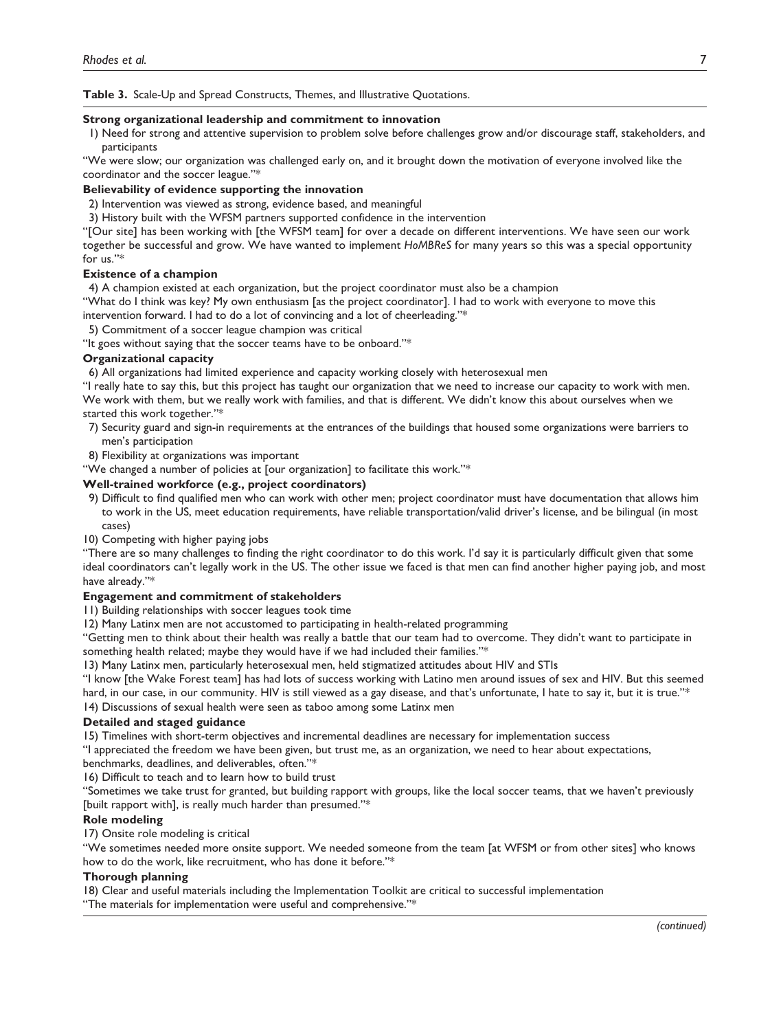**Table 3.** Scale-Up and Spread Constructs, Themes, and Illustrative Quotations.

**Strong organizational leadership and commitment to innovation**

1) Need for strong and attentive supervision to problem solve before challenges grow and/or discourage staff, stakeholders, and participants

"We were slow; our organization was challenged early on, and it brought down the motivation of everyone involved like the coordinator and the soccer league."*

**Believability of evidence supporting the innovation**

2) Intervention was viewed as strong, evidence based, and meaningful

3) History built with the WFSM partners supported confidence in the intervention

"[Our site] has been working with [the WFSM team] for over a decade on different interventions. We have seen our work together be successful and grow. We have wanted to implement *HoMBReS* for many years so this was a special opportunity for us."*

**Existence of a champion**

4) A champion existed at each organization, but the project coordinator must also be a champion

"What do I think was key? My own enthusiasm [as the project coordinator]. I had to work with everyone to move this intervention forward. I had to do a lot of convincing and a lot of cheerleading."*

5) Commitment of a soccer league champion was critical

"It goes without saying that the soccer teams have to be onboard."*

**Organizational capacity**

6) All organizations had limited experience and capacity working closely with heterosexual men

"I really hate to say this, but this project has taught our organization that we need to increase our capacity to work with men. We work with them, but we really work with families, and that is different. We didn't know this about ourselves when we started this work together."*

7) Security guard and sign-in requirements at the entrances of the buildings that housed some organizations were barriers to men's participation

8) Flexibility at organizations was important

"We changed a number of policies at [our organization] to facilitate this work."*

**Well-trained workforce (e.g., project coordinators)**

9) Difficult to find qualified men who can work with other men; project coordinator must have documentation that allows him to work in the US, meet education requirements, have reliable transportation/valid driver's license, and be bilingual (in most cases)

10) Competing with higher paying jobs

"There are so many challenges to finding the right coordinator to do this work. I'd say it is particularly difficult given that some ideal coordinators can't legally work in the US. The other issue we faced is that men can find another higher paying job, and most have already."*

**Engagement and commitment of stakeholders**

11) Building relationships with soccer leagues took time

12) Many Latinx men are not accustomed to participating in health-related programming

"Getting men to think about their health was really a battle that our team had to overcome. They didn't want to participate in something health related; maybe they would have if we had included their families."*

13) Many Latinx men, particularly heterosexual men, held stigmatized attitudes about HIV and STIs

"I know [the Wake Forest team] has had lots of success working with Latino men around issues of sex and HIV. But this seemed hard, in our case, in our community. HIV is still viewed as a gay disease, and that's unfortunate, I hate to say it, but it is true."*

14) Discussions of sexual health were seen as taboo among some Latinx men

**Detailed and staged guidance**

15) Timelines with short-term objectives and incremental deadlines are necessary for implementation success

"I appreciated the freedom we have been given, but trust me, as an organization, we need to hear about expectations, benchmarks, deadlines, and deliverables, often."*

16) Difficult to teach and to learn how to build trust

"Sometimes we take trust for granted, but building rapport with groups, like the local soccer teams, that we haven't previously [built rapport with], is really much harder than presumed."*

**Role modeling**

17) Onsite role modeling is critical

"We sometimes needed more onsite support. We needed someone from the team [at WFSM or from other sites] who knows how to do the work, like recruitment, who has done it before."*

**Thorough planning**

18) Clear and useful materials including the Implementation Toolkit are critical to successful implementation

"The materials for implementation were useful and comprehensive."*

*(continued)*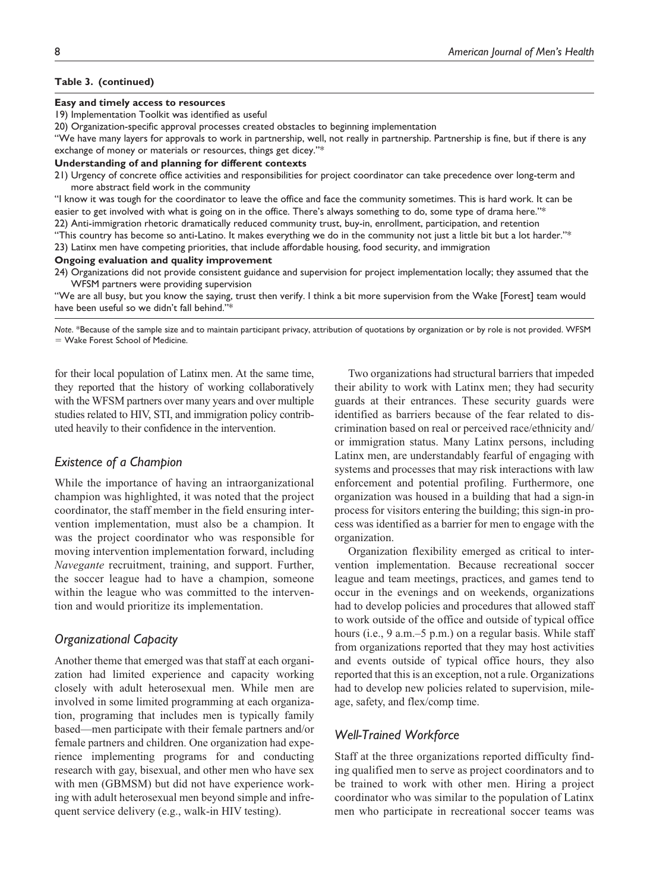**Table 3. (continued)**

**Easy and timely access to resources**

19) Implementation Toolkit was identified as useful

20) Organization-specific approval processes created obstacles to beginning implementation

"We have many layers for approvals to work in partnership, well, not really in partnership. Partnership is fine, but if there is any exchange of money or materials or resources, things get dicey."*

**Understanding of and planning for different contexts**

21) Urgency of concrete office activities and responsibilities for project coordinator can take precedence over long-term and more abstract field work in the community

"I know it was tough for the coordinator to leave the office and face the community sometimes. This is hard work. It can be easier to get involved with what is going on in the office. There's always something to do, some type of drama here."*

22) Anti-immigration rhetoric dramatically reduced community trust, buy-in, enrollment, participation, and retention

"This country has become so anti-Latino. It makes everything we do in the community not just a little bit but a lot harder."*

23) Latinx men have competing priorities, that include affordable housing, food security, and immigration

**Ongoing evaluation and quality improvement**

24) Organizations did not provide consistent guidance and supervision for project implementation locally; they assumed that the WFSM partners were providing supervision

"We are all busy, but you know the saying, trust then verify. I think a bit more supervision from the Wake [Forest] team would have been useful so we didn't fall behind."*

*Note.* *Because of the sample size and to maintain participant privacy, attribution of quotations by organization or by role is not provided. WFSM = Wake Forest School of Medicine.

for their local population of Latinx men. At the same time, they reported that the history of working collaboratively with the WFSM partners over many years and over multiple studies related to HIV, STI, and immigration policy contributed heavily to their confidence in the intervention.

### *Existence of a Champion*

While the importance of having an intraorganizational champion was highlighted, it was noted that the project coordinator, the staff member in the field ensuring intervention implementation, must also be a champion. It was the project coordinator who was responsible for moving intervention implementation forward, including *Navegante* recruitment, training, and support. Further, the soccer league had to have a champion, someone within the league who was committed to the intervention and would prioritize its implementation.

### *Organizational Capacity*

Another theme that emerged was that staff at each organization had limited experience and capacity working closely with adult heterosexual men. While men are involved in some limited programming at each organization, programing that includes men is typically family based—men participate with their female partners and/or female partners and children. One organization had experience implementing programs for and conducting research with gay, bisexual, and other men who have sex with men (GBMSM) but did not have experience working with adult heterosexual men beyond simple and infrequent service delivery (e.g., walk-in HIV testing).

Two organizations had structural barriers that impeded their ability to work with Latinx men; they had security guards at their entrances. These security guards were identified as barriers because of the fear related to discrimination based on real or perceived race/ethnicity and/or immigration status. Many Latinx persons, including Latinx men, are understandably fearful of engaging with systems and processes that may risk interactions with law enforcement and potential profiling. Furthermore, one organization was housed in a building that had a sign-in process for visitors entering the building; this sign-in process was identified as a barrier for men to engage with the organization.

Organization flexibility emerged as critical to intervention implementation. Because recreational soccer league and team meetings, practices, and games tend to occur in the evenings and on weekends, organizations had to develop policies and procedures that allowed staff to work outside of the office and outside of typical office hours (i.e., 9 a.m.–5 p.m.) on a regular basis. While staff from organizations reported that they may host activities and events outside of typical office hours, they also reported that this is an exception, not a rule. Organizations had to develop new policies related to supervision, mileage, safety, and flex/comp time.

### *Well-Trained Workforce*

Staff at the three organizations reported difficulty finding qualified men to serve as project coordinators and to be trained to work with other men. Hiring a project coordinator who was similar to the population of Latinx men who participate in recreational soccer teams was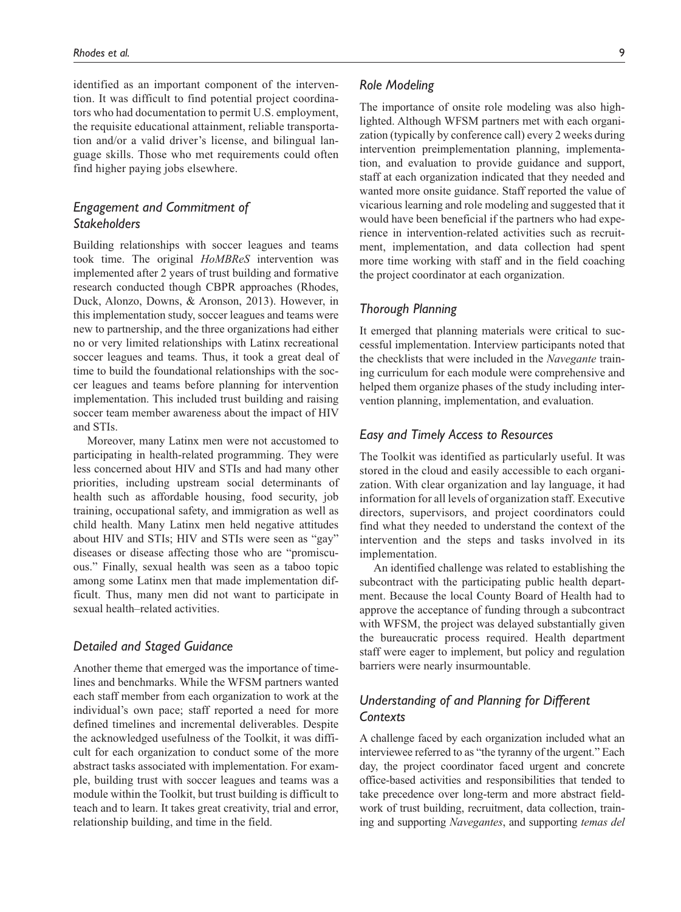identified as an important component of the intervention. It was difficult to find potential project coordinators who had documentation to permit U.S. employment, the requisite educational attainment, reliable transportation and/or a valid driver's license, and bilingual language skills. Those who met requirements could often find higher paying jobs elsewhere.

### *Engagement and Commitment of Stakeholders*

Building relationships with soccer leagues and teams took time. The original *HoMBReS* intervention was implemented after 2 years of trust building and formative research conducted though CBPR approaches (Rhodes, Duck, Alonzo, Downs, & Aronson, 2013). However, in this implementation study, soccer leagues and teams were new to partnership, and the three organizations had either no or very limited relationships with Latinx recreational soccer leagues and teams. Thus, it took a great deal of time to build the foundational relationships with the soccer leagues and teams before planning for intervention implementation. This included trust building and raising soccer team member awareness about the impact of HIV and STIs.

Moreover, many Latinx men were not accustomed to participating in health-related programming. They were less concerned about HIV and STIs and had many other priorities, including upstream social determinants of health such as affordable housing, food security, job training, occupational safety, and immigration as well as child health. Many Latinx men held negative attitudes about HIV and STIs; HIV and STIs were seen as "gay" diseases or disease affecting those who are "promiscuous." Finally, sexual health was seen as a taboo topic among some Latinx men that made implementation difficult. Thus, many men did not want to participate in sexual health–related activities.

### *Detailed and Staged Guidance*

Another theme that emerged was the importance of timelines and benchmarks. While the WFSM partners wanted each staff member from each organization to work at the individual's own pace; staff reported a need for more defined timelines and incremental deliverables. Despite the acknowledged usefulness of the Toolkit, it was difficult for each organization to conduct some of the more abstract tasks associated with implementation. For example, building trust with soccer leagues and teams was a module within the Toolkit, but trust building is difficult to teach and to learn. It takes great creativity, trial and error, relationship building, and time in the field.

### *Role Modeling*

The importance of onsite role modeling was also highlighted. Although WFSM partners met with each organization (typically by conference call) every 2 weeks during intervention preimplementation planning, implementation, and evaluation to provide guidance and support, staff at each organization indicated that they needed and wanted more onsite guidance. Staff reported the value of vicarious learning and role modeling and suggested that it would have been beneficial if the partners who had experience in intervention-related activities such as recruitment, implementation, and data collection had spent more time working with staff and in the field coaching the project coordinator at each organization.

### *Thorough Planning*

It emerged that planning materials were critical to successful implementation. Interview participants noted that the checklists that were included in the *Navegante* training curriculum for each module were comprehensive and helped them organize phases of the study including intervention planning, implementation, and evaluation.

### *Easy and Timely Access to Resources*

The Toolkit was identified as particularly useful. It was stored in the cloud and easily accessible to each organization. With clear organization and lay language, it had information for all levels of organization staff. Executive directors, supervisors, and project coordinators could find what they needed to understand the context of the intervention and the steps and tasks involved in its implementation.

An identified challenge was related to establishing the subcontract with the participating public health department. Because the local County Board of Health had to approve the acceptance of funding through a subcontract with WFSM, the project was delayed substantially given the bureaucratic process required. Health department staff were eager to implement, but policy and regulation barriers were nearly insurmountable.

### *Understanding of and Planning for Different Contexts*

A challenge faced by each organization included what an interviewee referred to as "the tyranny of the urgent." Each day, the project coordinator faced urgent and concrete office-based activities and responsibilities that tended to take precedence over long-term and more abstract fieldwork of trust building, recruitment, data collection, training and supporting *Navegantes*, and supporting *temas del*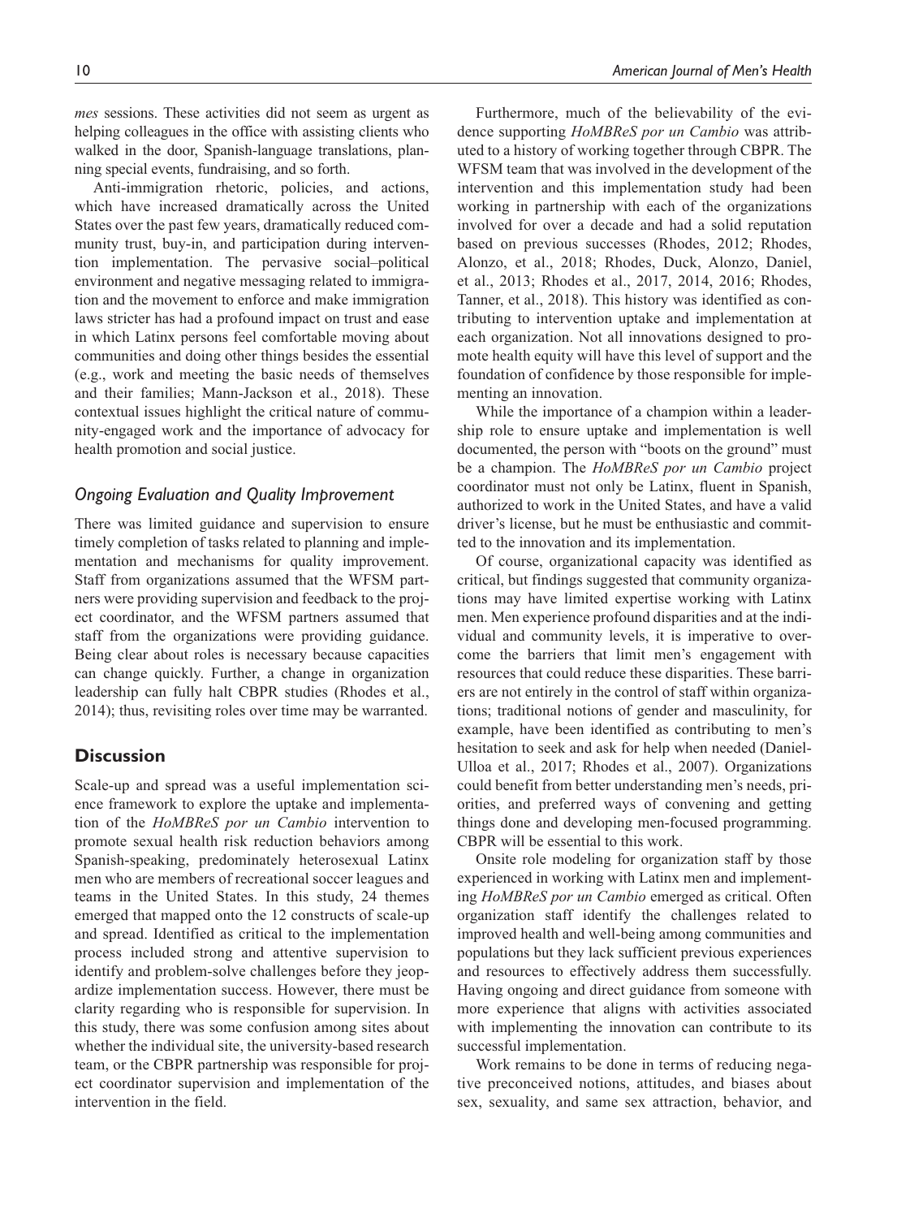*mes* sessions. These activities did not seem as urgent as helping colleagues in the office with assisting clients who walked in the door, Spanish-language translations, planning special events, fundraising, and so forth.

Anti-immigration rhetoric, policies, and actions, which have increased dramatically across the United States over the past few years, dramatically reduced community trust, buy-in, and participation during intervention implementation. The pervasive social–political environment and negative messaging related to immigration and the movement to enforce and make immigration laws stricter has had a profound impact on trust and ease in which Latinx persons feel comfortable moving about communities and doing other things besides the essential (e.g., work and meeting the basic needs of themselves and their families; Mann-Jackson et al., 2018). These contextual issues highlight the critical nature of community-engaged work and the importance of advocacy for health promotion and social justice.

### *Ongoing Evaluation and Quality Improvement*

There was limited guidance and supervision to ensure timely completion of tasks related to planning and implementation and mechanisms for quality improvement. Staff from organizations assumed that the WFSM partners were providing supervision and feedback to the project coordinator, and the WFSM partners assumed that staff from the organizations were providing guidance. Being clear about roles is necessary because capacities can change quickly. Further, a change in organization leadership can fully halt CBPR studies (Rhodes et al., 2014); thus, revisiting roles over time may be warranted.

## Discussion

Scale-up and spread was a useful implementation science framework to explore the uptake and implementation of the *HoMBReS por un Cambio* intervention to promote sexual health risk reduction behaviors among Spanish-speaking, predominately heterosexual Latinx men who are members of recreational soccer leagues and teams in the United States. In this study, 24 themes emerged that mapped onto the 12 constructs of scale-up and spread. Identified as critical to the implementation process included strong and attentive supervision to identify and problem-solve challenges before they jeopardize implementation success. However, there must be clarity regarding who is responsible for supervision. In this study, there was some confusion among sites about whether the individual site, the university-based research team, or the CBPR partnership was responsible for project coordinator supervision and implementation of the intervention in the field.

Furthermore, much of the believability of the evidence supporting *HoMBReS por un Cambio* was attributed to a history of working together through CBPR. The WFSM team that was involved in the development of the intervention and this implementation study had been working in partnership with each of the organizations involved for over a decade and had a solid reputation based on previous successes (Rhodes, 2012; Rhodes, Alonzo, et al., 2018; Rhodes, Duck, Alonzo, Daniel, et al., 2013; Rhodes et al., 2017, 2014, 2016; Rhodes, Tanner, et al., 2018). This history was identified as contributing to intervention uptake and implementation at each organization. Not all innovations designed to promote health equity will have this level of support and the foundation of confidence by those responsible for implementing an innovation.

While the importance of a champion within a leadership role to ensure uptake and implementation is well documented, the person with "boots on the ground" must be a champion. The *HoMBReS por un Cambio* project coordinator must not only be Latinx, fluent in Spanish, authorized to work in the United States, and have a valid driver's license, but he must be enthusiastic and committed to the innovation and its implementation.

Of course, organizational capacity was identified as critical, but findings suggested that community organizations may have limited expertise working with Latinx men. Men experience profound disparities and at the individual and community levels, it is imperative to overcome the barriers that limit men's engagement with resources that could reduce these disparities. These barriers are not entirely in the control of staff within organizations; traditional notions of gender and masculinity, for example, have been identified as contributing to men's hesitation to seek and ask for help when needed (Daniel-Ulloa et al., 2017; Rhodes et al., 2007). Organizations could benefit from better understanding men's needs, priorities, and preferred ways of convening and getting things done and developing men-focused programming. CBPR will be essential to this work.

Onsite role modeling for organization staff by those experienced in working with Latinx men and implementing *HoMBReS por un Cambio* emerged as critical. Often organization staff identify the challenges related to improved health and well-being among communities and populations but they lack sufficient previous experiences and resources to effectively address them successfully. Having ongoing and direct guidance from someone with more experience that aligns with activities associated with implementing the innovation can contribute to its successful implementation.

Work remains to be done in terms of reducing negative preconceived notions, attitudes, and biases about sex, sexuality, and same sex attraction, behavior, and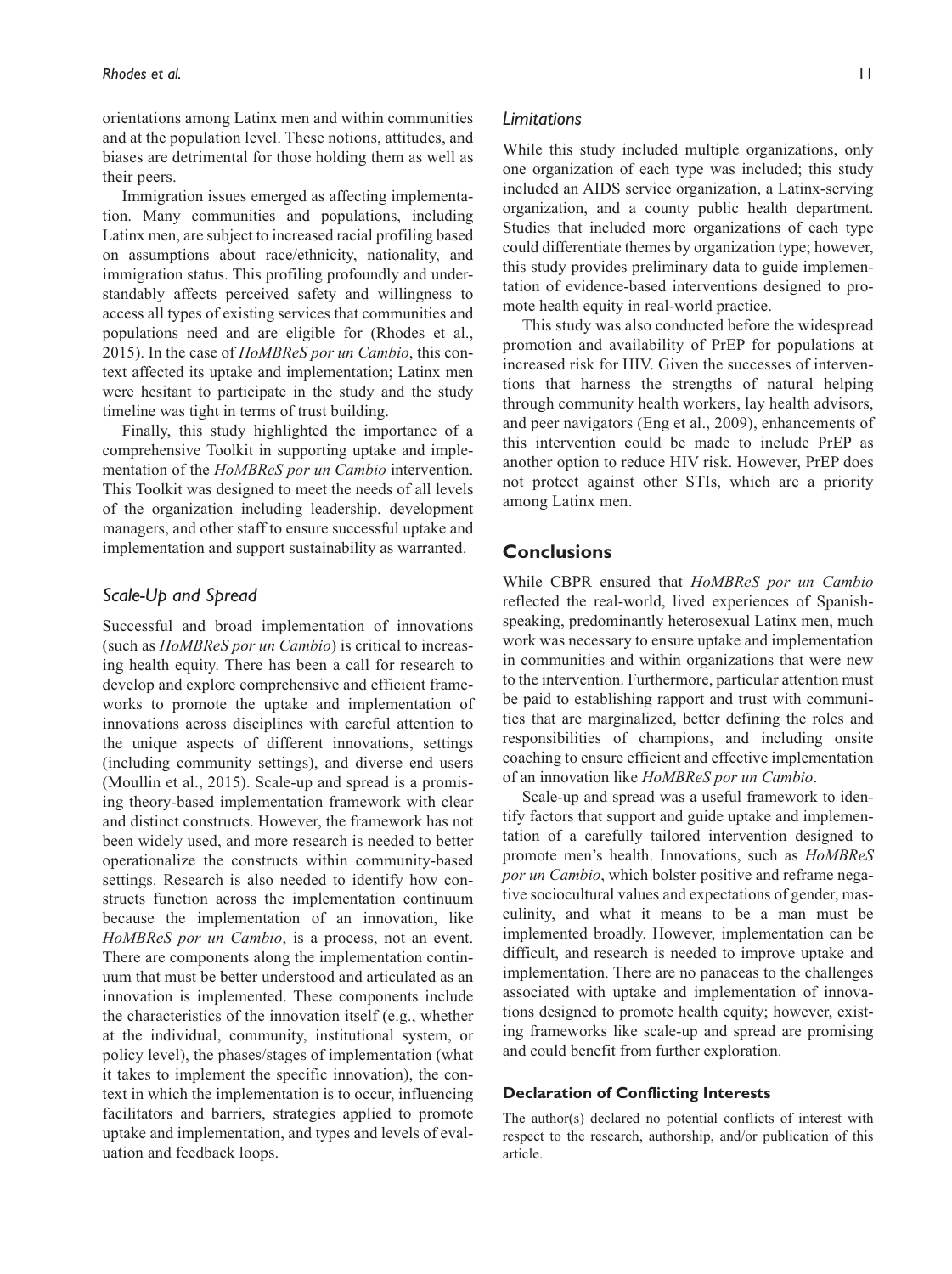orientations among Latinx men and within communities and at the population level. These notions, attitudes, and biases are detrimental for those holding them as well as their peers.

Immigration issues emerged as affecting implementation. Many communities and populations, including Latinx men, are subject to increased racial profiling based on assumptions about race/ethnicity, nationality, and immigration status. This profiling profoundly and understandably affects perceived safety and willingness to access all types of existing services that communities and populations need and are eligible for (Rhodes et al., 2015). In the case of *HoMBReS por un Cambio*, this context affected its uptake and implementation; Latinx men were hesitant to participate in the study and the study timeline was tight in terms of trust building.

Finally, this study highlighted the importance of a comprehensive Toolkit in supporting uptake and implementation of the *HoMBReS por un Cambio* intervention. This Toolkit was designed to meet the needs of all levels of the organization including leadership, development managers, and other staff to ensure successful uptake and implementation and support sustainability as warranted.

### *Scale-Up and Spread*

Successful and broad implementation of innovations (such as *HoMBReS por un Cambio*) is critical to increasing health equity. There has been a call for research to develop and explore comprehensive and efficient frameworks to promote the uptake and implementation of innovations across disciplines with careful attention to the unique aspects of different innovations, settings (including community settings), and diverse end users (Moullin et al., 2015). Scale-up and spread is a promising theory-based implementation framework with clear and distinct constructs. However, the framework has not been widely used, and more research is needed to better operationalize the constructs within community-based settings. Research is also needed to identify how constructs function across the implementation continuum because the implementation of an innovation, like *HoMBReS por un Cambio*, is a process, not an event. There are components along the implementation continuum that must be better understood and articulated as an innovation is implemented. These components include the characteristics of the innovation itself (e.g., whether at the individual, community, institutional system, or policy level), the phases/stages of implementation (what it takes to implement the specific innovation), the context in which the implementation is to occur, influencing facilitators and barriers, strategies applied to promote uptake and implementation, and types and levels of evaluation and feedback loops.

### *Limitations*

While this study included multiple organizations, only one organization of each type was included; this study included an AIDS service organization, a Latinx-serving organization, and a county public health department. Studies that included more organizations of each type could differentiate themes by organization type; however, this study provides preliminary data to guide implementation of evidence-based interventions designed to promote health equity in real-world practice.

This study was also conducted before the widespread promotion and availability of PrEP for populations at increased risk for HIV. Given the successes of interventions that harness the strengths of natural helping through community health workers, lay health advisors, and peer navigators (Eng et al., 2009), enhancements of this intervention could be made to include PrEP as another option to reduce HIV risk. However, PrEP does not protect against other STIs, which are a priority among Latinx men.

## Conclusions

While CBPR ensured that *HoMBReS por un Cambio* reflected the real-world, lived experiences of Spanish-speaking, predominantly heterosexual Latinx men, much work was necessary to ensure uptake and implementation in communities and within organizations that were new to the intervention. Furthermore, particular attention must be paid to establishing rapport and trust with communities that are marginalized, better defining the roles and responsibilities of champions, and including onsite coaching to ensure efficient and effective implementation of an innovation like *HoMBReS por un Cambio*.

Scale-up and spread was a useful framework to identify factors that support and guide uptake and implementation of a carefully tailored intervention designed to promote men's health. Innovations, such as *HoMBReS por un Cambio*, which bolster positive and reframe negative sociocultural values and expectations of gender, masculinity, and what it means to be a man must be implemented broadly. However, implementation can be difficult, and research is needed to improve uptake and implementation. There are no panaceas to the challenges associated with uptake and implementation of innovations designed to promote health equity; however, existing frameworks like scale-up and spread are promising and could benefit from further exploration.

#### Declaration of Conflicting Interests

The author(s) declared no potential conflicts of interest with respect to the research, authorship, and/or publication of this article.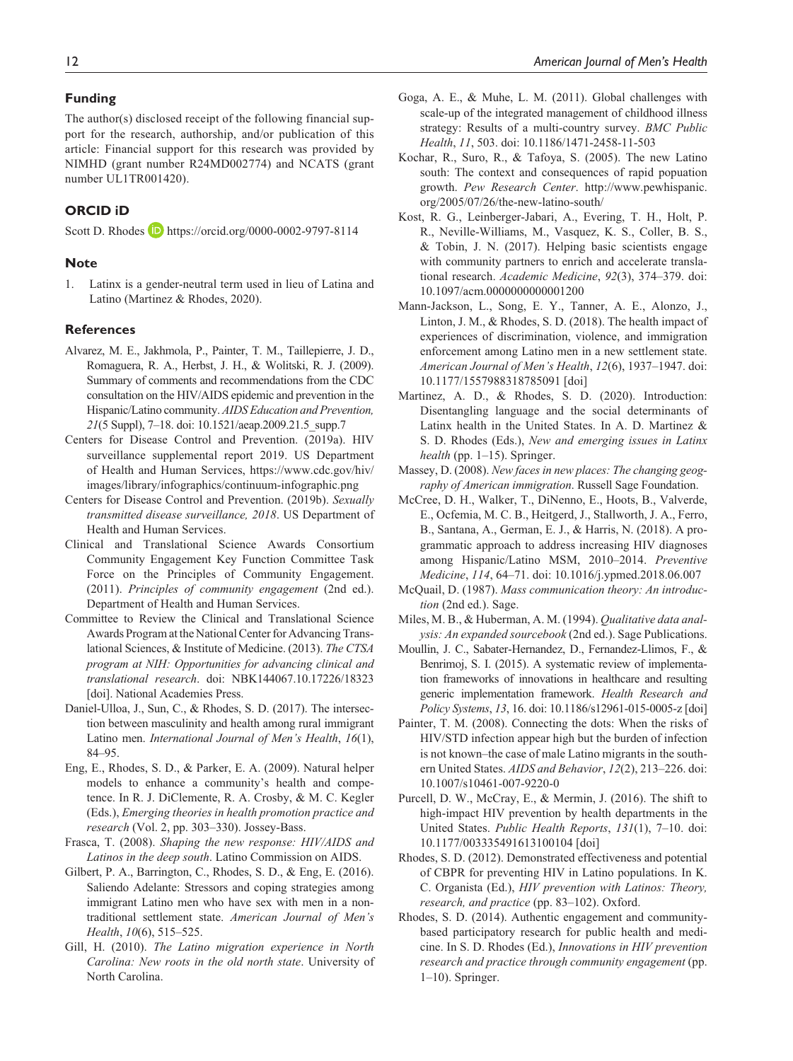## Funding

The author(s) disclosed receipt of the following financial support for the research, authorship, and/or publication of this article: Financial support for this research was provided by NIMHD (grant number R24MD002774) and NCATS (grant number UL1TR001420).

## ORCID iD

Scott D. Rhodes https://orcid.org/0000-0002-9797-8114

## Note

1. Latinx is a gender-neutral term used in lieu of Latina and Latino (Martinez & Rhodes, 2020).

## References

Alvarez, M. E., Jakhmola, P., Painter, T. M., Taillepierre, J. D., Romaguera, R. A., Herbst, J. H., & Wolitski, R. J. (2009). Summary of comments and recommendations from the CDC consultation on the HIV/AIDS epidemic and prevention in the Hispanic/Latino community. *AIDS Education and Prevention, 21*(5 Suppl), 7–18. doi: 10.1521/aeap.2009.21.5_supp.7

Centers for Disease Control and Prevention. (2019a). HIV surveillance supplemental report 2019. US Department of Health and Human Services, https://www.cdc.gov/hiv/images/library/infographics/continuum-infographic.png

Centers for Disease Control and Prevention. (2019b). *Sexually transmitted disease surveillance, 2018*. US Department of Health and Human Services.

Clinical and Translational Science Awards Consortium Community Engagement Key Function Committee Task Force on the Principles of Community Engagement. (2011). *Principles of community engagement* (2nd ed.). Department of Health and Human Services.

Committee to Review the Clinical and Translational Science Awards Program at the National Center for Advancing Translational Sciences, & Institute of Medicine. (2013). *The CTSA program at NIH: Opportunities for advancing clinical and translational research*. doi: NBK144067.10.17226/18323 [doi]. National Academies Press.

Daniel-Ulloa, J., Sun, C., & Rhodes, S. D. (2017). The intersection between masculinity and health among rural immigrant Latino men. *International Journal of Men's Health*, *16*(1), 84–95.

Eng, E., Rhodes, S. D., & Parker, E. A. (2009). Natural helper models to enhance a community's health and competence. In R. J. DiClemente, R. A. Crosby, & M. C. Kegler (Eds.), *Emerging theories in health promotion practice and research* (Vol. 2, pp. 303–330). Jossey-Bass.

Frasca, T. (2008). *Shaping the new response: HIV/AIDS and Latinos in the deep south*. Latino Commission on AIDS.

Gilbert, P. A., Barrington, C., Rhodes, S. D., & Eng, E. (2016). Saliendo Adelante: Stressors and coping strategies among immigrant Latino men who have sex with men in a nontraditional settlement state. *American Journal of Men's Health*, *10*(6), 515–525.

Gill, H. (2010). *The Latino migration experience in North Carolina: New roots in the old north state*. University of North Carolina.

Goga, A. E., & Muhe, L. M. (2011). Global challenges with scale-up of the integrated management of childhood illness strategy: Results of a multi-country survey. *BMC Public Health*, *11*, 503. doi: 10.1186/1471-2458-11-503

Kochar, R., Suro, R., & Tafoya, S. (2005). The new Latino south: The context and consequences of rapid popuation growth. *Pew Research Center*. http://www.pewhispanic.org/2005/07/26/the-new-latino-south/

Kost, R. G., Leinberger-Jabari, A., Evering, T. H., Holt, P. R., Neville-Williams, M., Vasquez, K. S., Coller, B. S., & Tobin, J. N. (2017). Helping basic scientists engage with community partners to enrich and accelerate translational research. *Academic Medicine*, *92*(3), 374–379. doi: 10.1097/acm.0000000000001200

Mann-Jackson, L., Song, E. Y., Tanner, A. E., Alonzo, J., Linton, J. M., & Rhodes, S. D. (2018). The health impact of experiences of discrimination, violence, and immigration enforcement among Latino men in a new settlement state. *American Journal of Men's Health*, *12*(6), 1937–1947. doi: 10.1177/1557988318785091 [doi]

Martinez, A. D., & Rhodes, S. D. (2020). Introduction: Disentangling language and the social determinants of Latinx health in the United States. In A. D. Martinez & S. D. Rhodes (Eds.), *New and emerging issues in Latinx health* (pp. 1–15). Springer.

Massey, D. (2008). *New faces in new places: The changing geography of American immigration*. Russell Sage Foundation.

McCree, D. H., Walker, T., DiNenno, E., Hoots, B., Valverde, E., Ocfemia, M. C. B., Heitgerd, J., Stallworth, J. A., Ferro, B., Santana, A., German, E. J., & Harris, N. (2018). A programmatic approach to address increasing HIV diagnoses among Hispanic/Latino MSM, 2010–2014. *Preventive Medicine*, *114*, 64–71. doi: 10.1016/j.ypmed.2018.06.007

McQuail, D. (1987). *Mass communication theory: An introduction* (2nd ed.). Sage.

Miles, M. B., & Huberman, A. M. (1994). *Qualitative data analysis: An expanded sourcebook* (2nd ed.). Sage Publications.

Moullin, J. C., Sabater-Hernandez, D., Fernandez-Llimos, F., & Benrimoj, S. I. (2015). A systematic review of implementation frameworks of innovations in healthcare and resulting generic implementation framework. *Health Research and Policy Systems*, *13*, 16. doi: 10.1186/s12961-015-0005-z [doi]

Painter, T. M. (2008). Connecting the dots: When the risks of HIV/STD infection appear high but the burden of infection is not known–the case of male Latino migrants in the southern United States. *AIDS and Behavior*, *12*(2), 213–226. doi: 10.1007/s10461-007-9220-0

Purcell, D. W., McCray, E., & Mermin, J. (2016). The shift to high-impact HIV prevention by health departments in the United States. *Public Health Reports*, *131*(1), 7–10. doi: 10.1177/003335491613100104 [doi]

Rhodes, S. D. (2012). Demonstrated effectiveness and potential of CBPR for preventing HIV in Latino populations. In K. C. Organista (Ed.), *HIV prevention with Latinos: Theory, research, and practice* (pp. 83–102). Oxford.

Rhodes, S. D. (2014). Authentic engagement and community-based participatory research for public health and medicine. In S. D. Rhodes (Ed.), *Innovations in HIV prevention research and practice through community engagement* (pp. 1–10). Springer.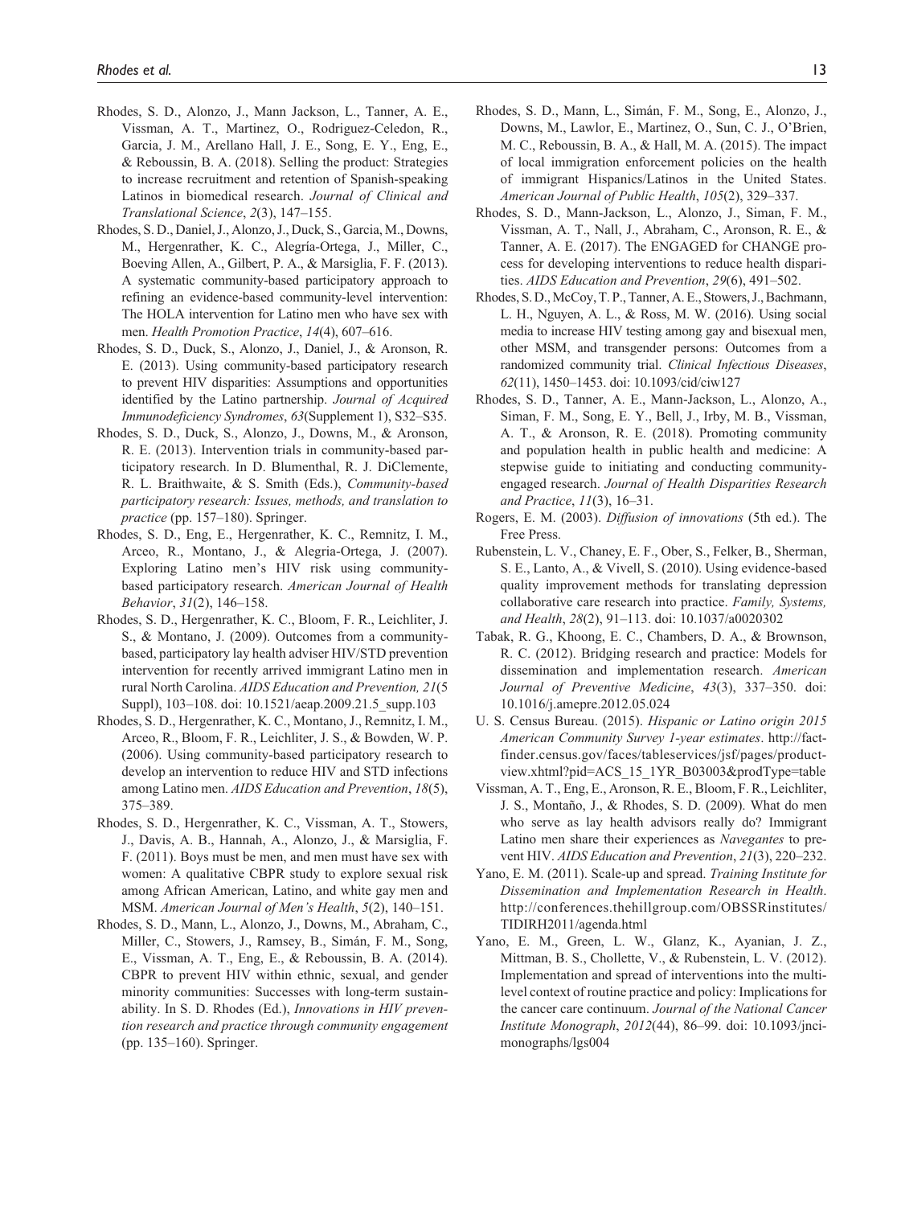Rhodes, S. D., Alonzo, J., Mann Jackson, L., Tanner, A. E., Vissman, A. T., Martinez, O., Rodriguez-Celedon, R., Garcia, J. M., Arellano Hall, J. E., Song, E. Y., Eng, E., & Reboussin, B. A. (2018). Selling the product: Strategies to increase recruitment and retention of Spanish-speaking Latinos in biomedical research. *Journal of Clinical and Translational Science*, *2*(3), 147–155.

Rhodes, S. D., Daniel, J., Alonzo, J., Duck, S., Garcia, M., Downs, M., Hergenrather, K. C., Alegría-Ortega, J., Miller, C., Boeving Allen, A., Gilbert, P. A., & Marsiglia, F. F. (2013). A systematic community-based participatory approach to refining an evidence-based community-level intervention: The HOLA intervention for Latino men who have sex with men. *Health Promotion Practice*, *14*(4), 607–616.

Rhodes, S. D., Duck, S., Alonzo, J., Daniel, J., & Aronson, R. E. (2013). Using community-based participatory research to prevent HIV disparities: Assumptions and opportunities identified by the Latino partnership. *Journal of Acquired Immunodeficiency Syndromes*, *63*(Supplement 1), S32–S35.

Rhodes, S. D., Duck, S., Alonzo, J., Downs, M., & Aronson, R. E. (2013). Intervention trials in community-based participatory research. In D. Blumenthal, R. J. DiClemente, R. L. Braithwaite, & S. Smith (Eds.), *Community-based participatory research: Issues, methods, and translation to practice* (pp. 157–180). Springer.

Rhodes, S. D., Eng, E., Hergenrather, K. C., Remnitz, I. M., Arceo, R., Montano, J., & Alegria-Ortega, J. (2007). Exploring Latino men's HIV risk using community-based participatory research. *American Journal of Health Behavior*, *31*(2), 146–158.

Rhodes, S. D., Hergenrather, K. C., Bloom, F. R., Leichliter, J. S., & Montano, J. (2009). Outcomes from a community-based, participatory lay health adviser HIV/STD prevention intervention for recently arrived immigrant Latino men in rural North Carolina. *AIDS Education and Prevention, 21*(5 Suppl), 103–108. doi: 10.1521/aeap.2009.21.5_supp.103

Rhodes, S. D., Hergenrather, K. C., Montano, J., Remnitz, I. M., Arceo, R., Bloom, F. R., Leichliter, J. S., & Bowden, W. P. (2006). Using community-based participatory research to develop an intervention to reduce HIV and STD infections among Latino men. *AIDS Education and Prevention*, *18*(5), 375–389.

Rhodes, S. D., Hergenrather, K. C., Vissman, A. T., Stowers, J., Davis, A. B., Hannah, A., Alonzo, J., & Marsiglia, F. F. (2011). Boys must be men, and men must have sex with women: A qualitative CBPR study to explore sexual risk among African American, Latino, and white gay men and MSM. *American Journal of Men's Health*, *5*(2), 140–151.

Rhodes, S. D., Mann, L., Alonzo, J., Downs, M., Abraham, C., Miller, C., Stowers, J., Ramsey, B., Simán, F. M., Song, E., Vissman, A. T., Eng, E., & Reboussin, B. A. (2014). CBPR to prevent HIV within ethnic, sexual, and gender minority communities: Successes with long-term sustainability. In S. D. Rhodes (Ed.), *Innovations in HIV prevention research and practice through community engagement* (pp. 135–160). Springer.

Rhodes, S. D., Mann, L., Simán, F. M., Song, E., Alonzo, J., Downs, M., Lawlor, E., Martinez, O., Sun, C. J., O'Brien, M. C., Reboussin, B. A., & Hall, M. A. (2015). The impact of local immigration enforcement policies on the health of immigrant Hispanics/Latinos in the United States. *American Journal of Public Health*, *105*(2), 329–337.

Rhodes, S. D., Mann-Jackson, L., Alonzo, J., Siman, F. M., Vissman, A. T., Nall, J., Abraham, C., Aronson, R. E., & Tanner, A. E. (2017). The ENGAGED for CHANGE process for developing interventions to reduce health disparities. *AIDS Education and Prevention*, *29*(6), 491–502.

Rhodes, S. D., McCoy, T. P., Tanner, A. E., Stowers, J., Bachmann, L. H., Nguyen, A. L., & Ross, M. W. (2016). Using social media to increase HIV testing among gay and bisexual men, other MSM, and transgender persons: Outcomes from a randomized community trial. *Clinical Infectious Diseases*, *62*(11), 1450–1453. doi: 10.1093/cid/ciw127

Rhodes, S. D., Tanner, A. E., Mann-Jackson, L., Alonzo, A., Siman, F. M., Song, E. Y., Bell, J., Irby, M. B., Vissman, A. T., & Aronson, R. E. (2018). Promoting community and population health in public health and medicine: A stepwise guide to initiating and conducting community-engaged research. *Journal of Health Disparities Research and Practice*, *11*(3), 16–31.

Rogers, E. M. (2003). *Diffusion of innovations* (5th ed.). The Free Press.

Rubenstein, L. V., Chaney, E. F., Ober, S., Felker, B., Sherman, S. E., Lanto, A., & Vivell, S. (2010). Using evidence-based quality improvement methods for translating depression collaborative care research into practice. *Family, Systems, and Health*, *28*(2), 91–113. doi: 10.1037/a0020302

Tabak, R. G., Khoong, E. C., Chambers, D. A., & Brownson, R. C. (2012). Bridging research and practice: Models for dissemination and implementation research. *American Journal of Preventive Medicine*, *43*(3), 337–350. doi: 10.1016/j.amepre.2012.05.024

U. S. Census Bureau. (2015). *Hispanic or Latino origin 2015 American Community Survey 1-year estimates*. http://factfinder.census.gov/faces/tableservices/jsf/pages/productview.xhtml?pid=ACS_15_1YR_B03003&prodType=table

Vissman, A. T., Eng, E., Aronson, R. E., Bloom, F. R., Leichliter, J. S., Montaño, J., & Rhodes, S. D. (2009). What do men who serve as lay health advisors really do? Immigrant Latino men share their experiences as *Navegantes* to prevent HIV. *AIDS Education and Prevention*, *21*(3), 220–232.

Yano, E. M. (2011). Scale-up and spread. *Training Institute for Dissemination and Implementation Research in Health*. http://conferences.thehillgroup.com/OBSSRinstitutes/TIDIRH2011/agenda.html

Yano, E. M., Green, L. W., Glanz, K., Ayanian, J. Z., Mittman, B. S., Chollette, V., & Rubenstein, L. V. (2012). Implementation and spread of interventions into the multilevel context of routine practice and policy: Implications for the cancer care continuum. *Journal of the National Cancer Institute Monograph*, *2012*(44), 86–99. doi: 10.1093/jncimonographs/lgs004